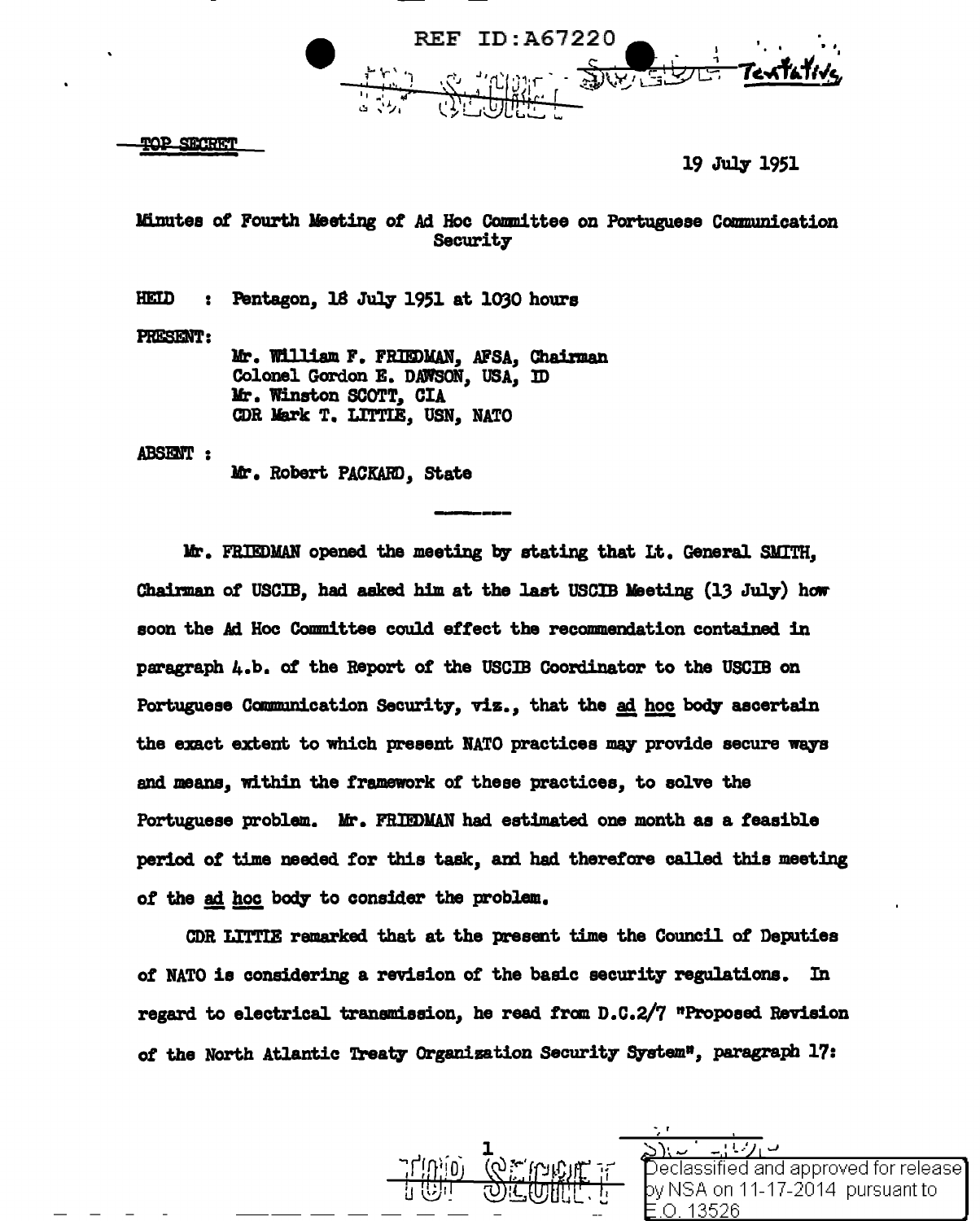REF ID:A67220

TOP SECRET — Tentative

TOP SECRET

19 July 1951

Minutes of Fourth Meeting of Ad Hoc Committee on Portuguese Communication Security

HELD : Pentagon, 18 July 1951 at 1030 hours

PRESENT:

Mr. William F. FRIEDMAN, AFSA, Chairman
Colonel Gordon E. DAWSON, USA, ID
Mr. Winston SCOTT, CIA
CDR Mark T. LITTLE, USN, NATO

ABSENT :

Mr. Robert PACKARD, State

---

Mr. FRIEDMAN opened the meeting by stating that Lt. General SMITH, Chairman of USCIB, had asked him at the last USCIB Meeting (13 July) how soon the Ad Hoc Committee could effect the recommendation contained in paragraph 4.b. of the Report of the USCIB Coordinator to the USCIB on Portuguese Communication Security, viz., that the ad hoc body ascertain the exact extent to which present NATO practices may provide secure ways and means, within the framework of these practices, to solve the Portuguese problem. Mr. FRIEDMAN had estimated one month as a feasible period of time needed for this task, and had therefore called this meeting of the ad hoc body to consider the problem.

CDR LITTLE remarked that at the present time the Council of Deputies of NATO is considering a revision of the basic security regulations. In regard to electrical transmission, he read from D.C.2/7 "Proposed Revision of the North Atlantic Treaty Organization Security System", paragraph 17:

TOP SECRET

Declassified and approved for release by NSA on 11-17-2014 pursuant to E.O. 13526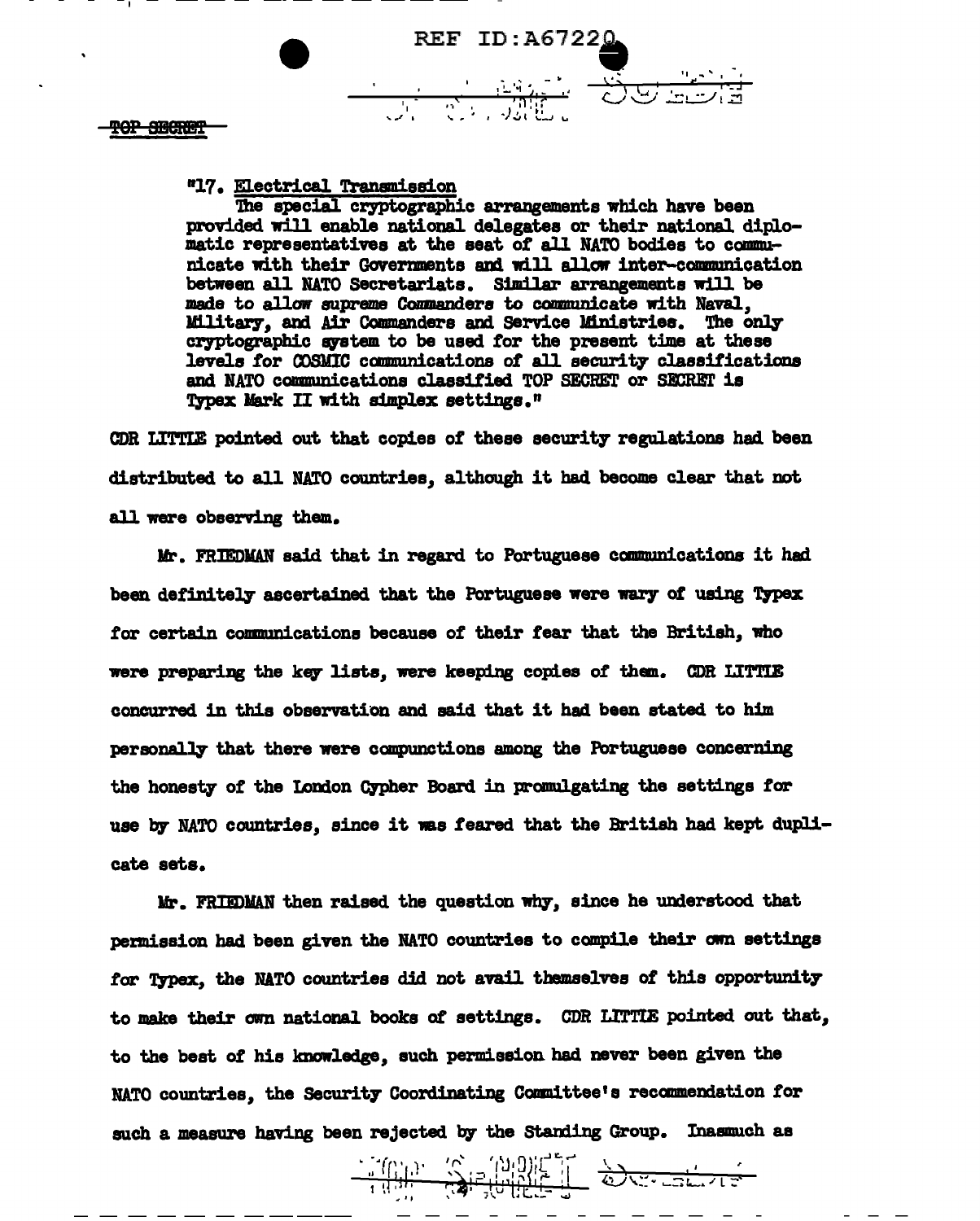"17. Electrical Transmission

The special cryptographic arrangements which have been provided will enable national delegates or their national diplomatic representatives at the seat of all NATO bodies to communicate with their Governments and will allow inter-communication between all NATO Secretariats. Similar arrangements will be made to allow supreme Commanders to communicate with Naval, Military, and Air Commanders and Service Ministries. The only cryptographic system to be used for the present time at these levels for COSMIC communications of all security classifications and NATO communications classified TOP SECRET or SECRET is Typex Mark II with simplex settings."

CDR LITTLE pointed out that copies of these security regulations had been distributed to all NATO countries, although it had become clear that not all were observing them.

Mr. FRIEDMAN said that in regard to Portuguese communications it had been definitely ascertained that the Portuguese were wary of using Typex for certain communications because of their fear that the British, who were preparing the key lists, were keeping copies of them. CDR LITTLE concurred in this observation and said that it had been stated to him personally that there were compunctions among the Portuguese concerning the honesty of the London Cypher Board in promulgating the settings for use by NATO countries, since it was feared that the British had kept duplicate sets.

Mr. FRIEDMAN then raised the question why, since he understood that permission had been given the NATO countries to compile their own settings for Typex, the NATO countries did not avail themselves of this opportunity to make their own national books of settings. CDR LITTLE pointed out that, to the best of his knowledge, such permission had never been given the NATO countries, the Security Coordinating Committee's recommendation for such a measure having been rejected by the Standing Group. Inasmuch as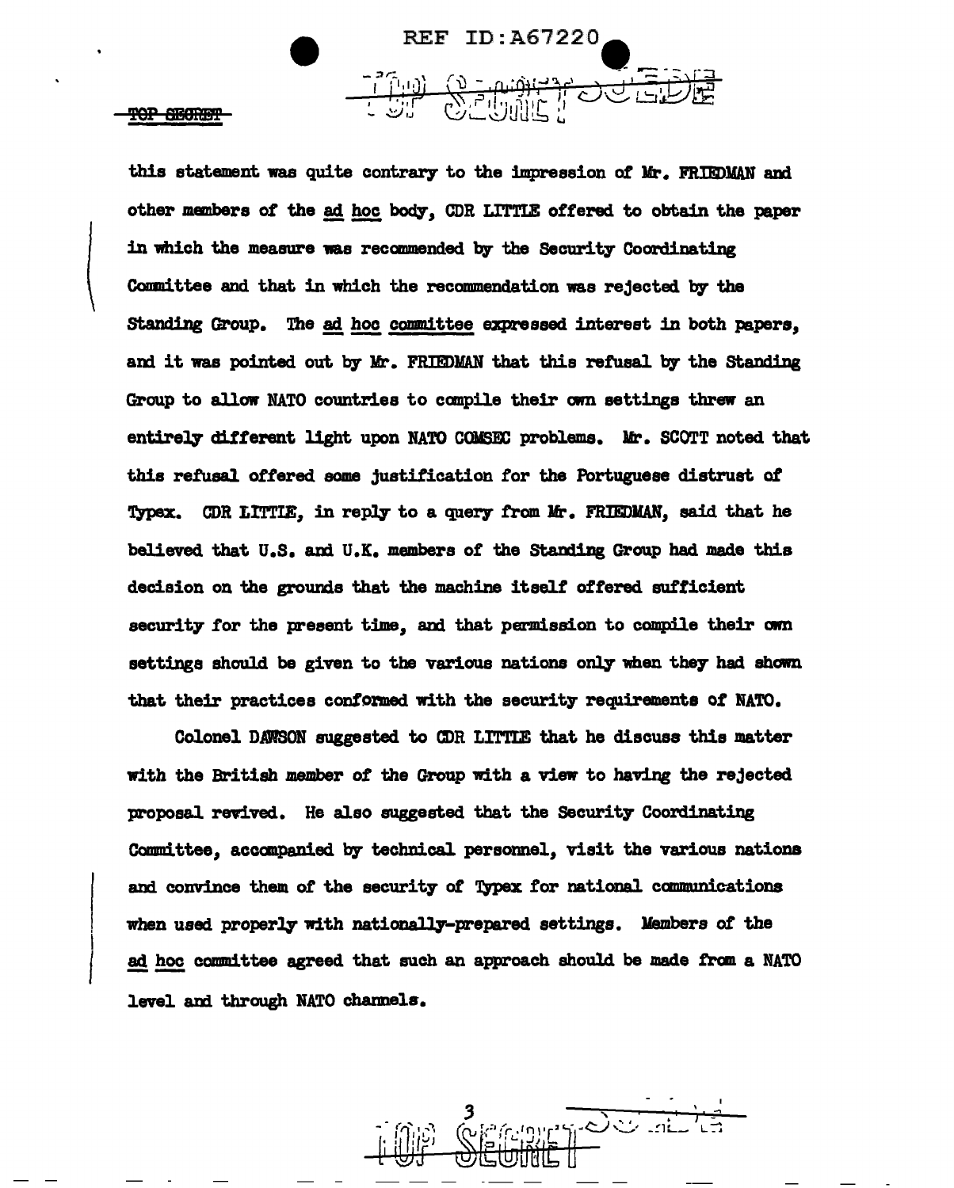this statement was quite contrary to the impression of Mr. FRIEDMAN and other members of the *ad hoc* body, CDR LITTLE offered to obtain the paper in which the measure was recommended by the Security Coordinating Committee and that in which the recommendation was rejected by the Standing Group. The *ad hoc committee* expressed interest in both papers, and it was pointed out by Mr. FRIEDMAN that this refusal by the Standing Group to allow NATO countries to compile their own settings threw an entirely different light upon NATO COMSEC problems. Mr. SCOTT noted that this refusal offered some justification for the Portuguese distrust of Typex. CDR LITTLE, in reply to a query from Mr. FRIEDMAN, said that he believed that U.S. and U.K. members of the Standing Group had made this decision on the grounds that the machine itself offered sufficient security for the present time, and that permission to compile their own settings should be given to the various nations only when they had shown that their practices conformed with the security requirements of NATO.

Colonel DAWSON suggested to CDR LITTLE that he discuss this matter with the British member of the Group with a view to having the rejected proposal revived. He also suggested that the Security Coordinating Committee, accompanied by technical personnel, visit the various nations and convince them of the security of Typex for national communications when used properly with nationally-prepared settings. Members of the *ad hoc* committee agreed that such an approach should be made from a NATO level and through NATO channels.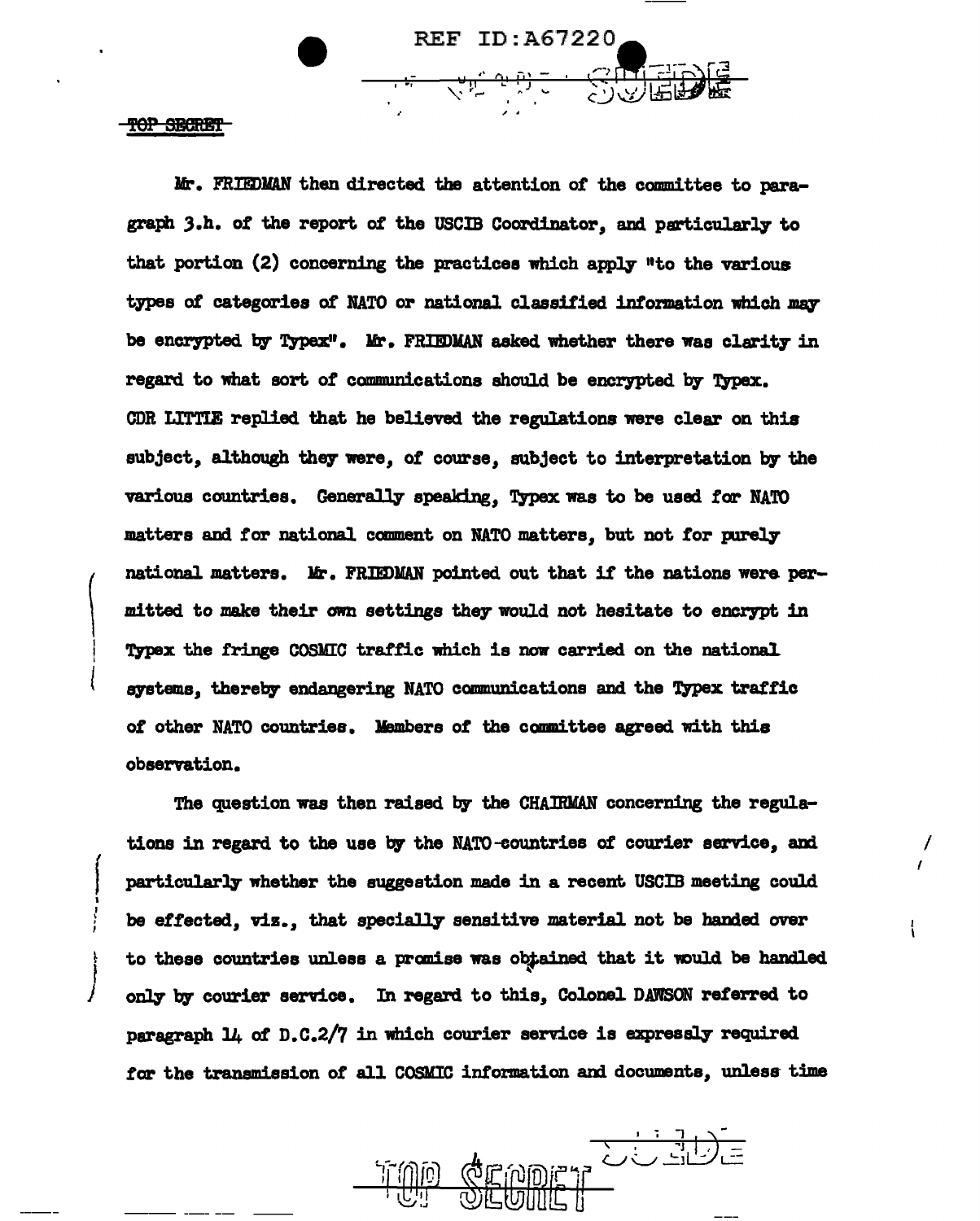Mr. FRIEDMAN then directed the attention of the committee to paragraph 3.h. of the report of the USCIB Coordinator, and particularly to that portion (2) concerning the practices which apply "to the various types of categories of NATO or national classified information which may be encrypted by Typex". Mr. FRIEDMAN asked whether there was clarity in regard to what sort of communications should be encrypted by Typex. CDR LITTLE replied that he believed the regulations were clear on this subject, although they were, of course, subject to interpretation by the various countries. Generally speaking, Typex was to be used for NATO matters and for national comment on NATO matters, but not for purely national matters. Mr. FRIEDMAN pointed out that if the nations were permitted to make their own settings they would not hesitate to encrypt in Typex the fringe COSMIC traffic which is now carried on the national systems, thereby endangering NATO communications and the Typex traffic of other NATO countries. Members of the committee agreed with this observation.

The question was then raised by the CHAIRMAN concerning the regulations in regard to the use by the NATO countries of courier service, and particularly whether the suggestion made in a recent USCIB meeting could be effected, viz., that specially sensitive material not be handed over to these countries unless a promise was obtained that it would be handled only by courier service. In regard to this, Colonel DAWSON referred to paragraph 14 of D.C.2/7 in which courier service is expressly required for the transmission of all COSMIC information and documents, unless time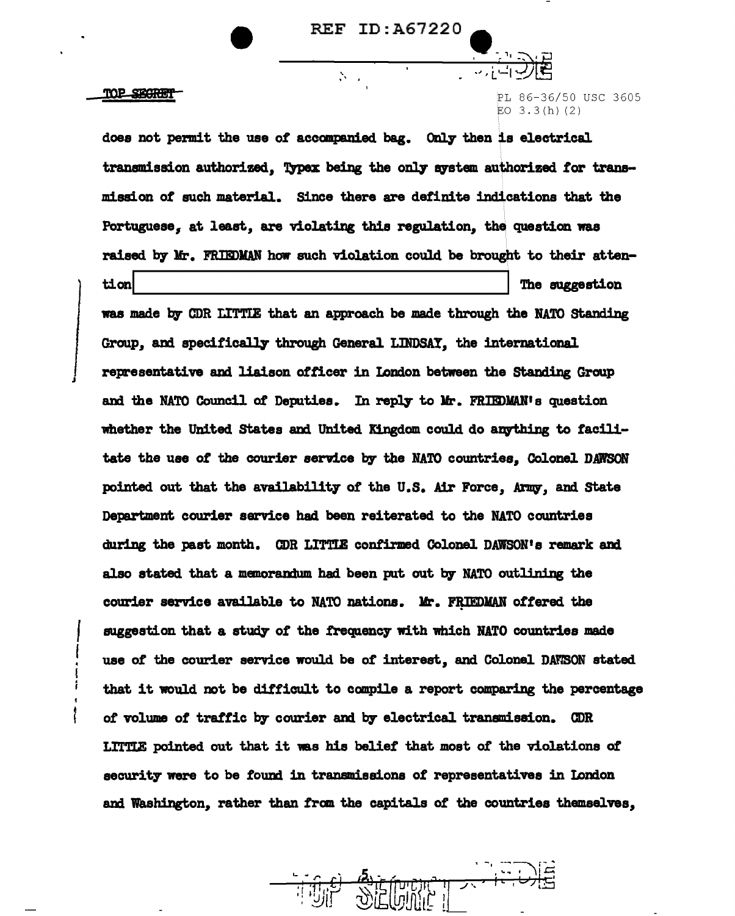TOP SECRET

PL 86-36/50 USC 3605
EO 3.3(h)(2)

does not permit the use of accompanied bag. Only then is electrical transmission authorized, Typex being the only system authorized for transmission of such material. Since there are definite indications that the Portuguese, at least, are violating this regulation, the question was raised by Mr. FRIEDMAN how such violation could be brought to their attention [redacted] The suggestion was made by CDR LITTLE that an approach be made through the NATO Standing Group, and specifically through General LINDSAY, the international representative and liaison officer in London between the Standing Group and the NATO Council of Deputies. In reply to Mr. FRIEDMAN's question whether the United States and United Kingdom could do anything to facilitate the use of the courier service by the NATO countries, Colonel DAWSON pointed out that the availability of the U.S. Air Force, Army, and State Department courier service had been reiterated to the NATO countries during the past month. CDR LITTLE confirmed Colonel DAWSON's remark and also stated that a memorandum had been put out by NATO outlining the courier service available to NATO nations. Mr. FRIEDMAN offered the suggestion that a study of the frequency with which NATO countries made use of the courier service would be of interest, and Colonel DAWSON stated that it would not be difficult to compile a report comparing the percentage of volume of traffic by courier and by electrical transmission. CDR LITTLE pointed out that it was his belief that most of the violations of security were to be found in transmissions of representatives in London and Washington, rather than from the capitals of the countries themselves,

TOP SECRET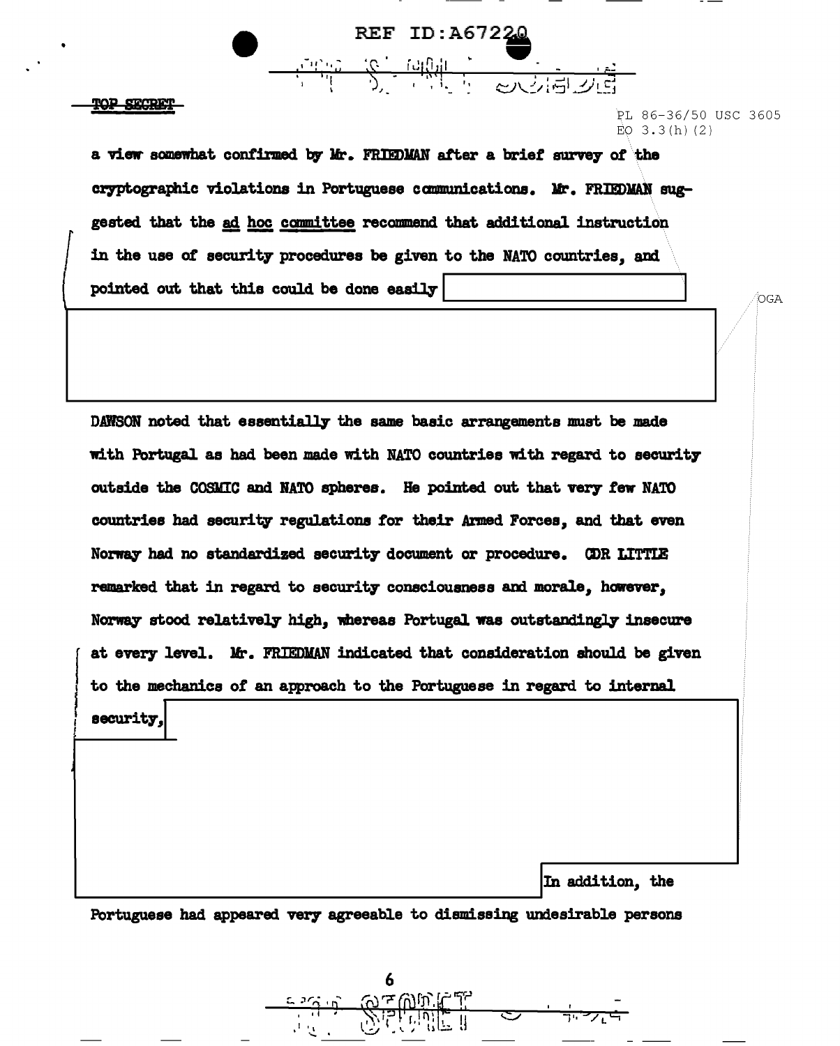TOP SECRET

PL 86-36/50 USC 3605
EO 3.3(h)(2)

a view somewhat confirmed by Mr. FRIEDMAN after a brief survey of the cryptographic violations in Portuguese communications. Mr. FRIEDMAN suggested that the ad hoc committee recommend that additional instruction in the use of security procedures be given to the NATO countries, and pointed out that this could be done easily

OGA

DAWSON noted that essentially the same basic arrangements must be made with Portugal as had been made with NATO countries with regard to security outside the COSMIC and NATO spheres. He pointed out that very few NATO countries had security regulations for their Armed Forces, and that even Norway had no standardized security document or procedure. CDR LITTLE remarked that in regard to security consciousness and morale, however, Norway stood relatively high, whereas Portugal was outstandingly insecure at every level. Mr. FRIEDMAN indicated that consideration should be given to the mechanics of an approach to the Portuguese in regard to internal security,

In addition, the Portuguese had appeared very agreeable to dismissing undesirable persons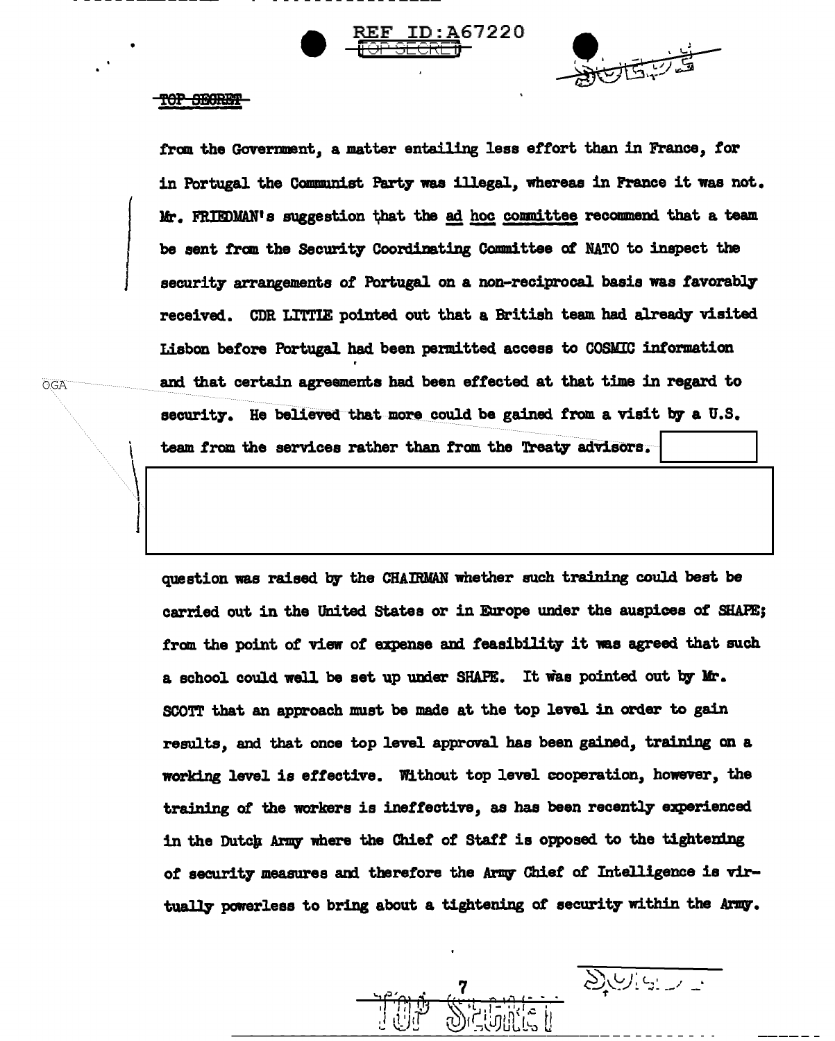TOP SECRET

from the Government, a matter entailing less effort than in France, for in Portugal the Communist Party was illegal, whereas in France it was not. Mr. FRIEDMAN's suggestion that the ad hoc committee recommend that a team be sent from the Security Coordinating Committee of NATO to inspect the security arrangements of Portugal on a non-reciprocal basis was favorably received. CDR LITTLE pointed out that a British team had already visited Lisbon before Portugal had been permitted access to COSMIC information and that certain agreements had been effected at that time in regard to security. He believed that more could be gained from a visit by a U.S. team from the services rather than from the Treaty advisors.

OGA

question was raised by the CHAIRMAN whether such training could best be carried out in the United States or in Europe under the auspices of SHAPE; from the point of view of expense and feasibility it was agreed that such a school could well be set up under SHAPE. It was pointed out by Mr. SCOTT that an approach must be made at the top level in order to gain results, and that once top level approval has been gained, training on a working level is effective. Without top level cooperation, however, the training of the workers is ineffective, as has been recently experienced in the Dutch Army where the Chief of Staff is opposed to the tightening of security measures and therefore the Army Chief of Intelligence is virtually powerless to bring about a tightening of security within the Army.

TOP SECRET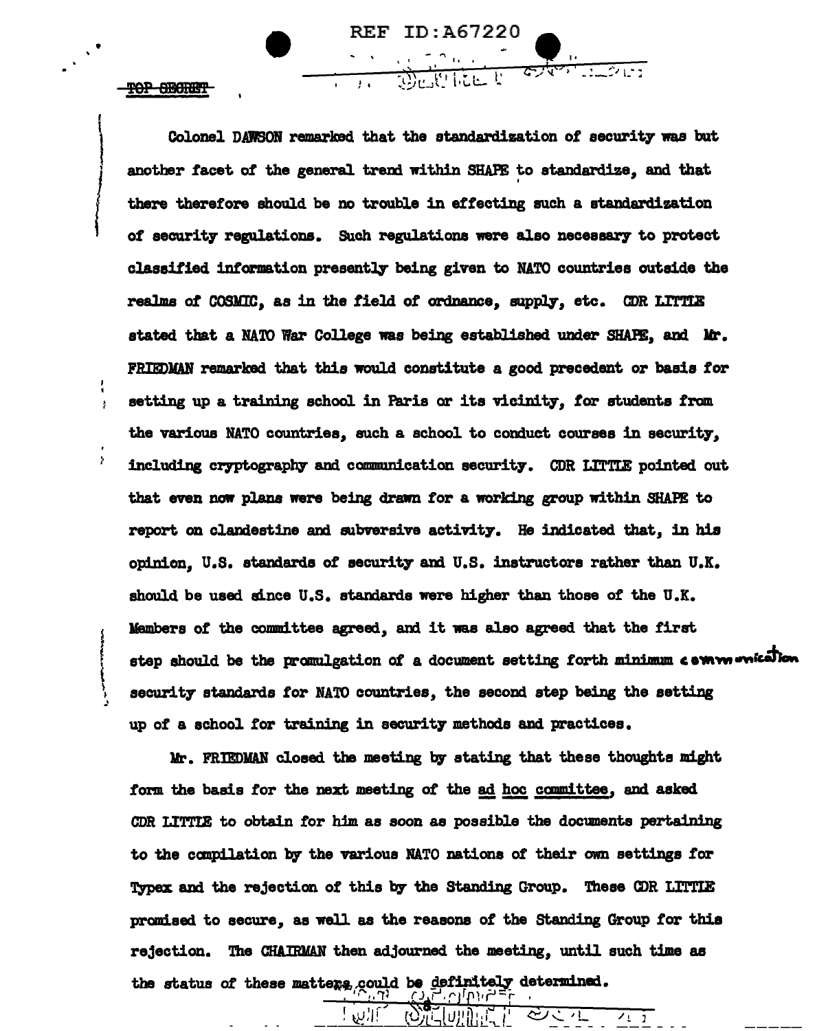Colonel DAWSON remarked that the standardization of security was but another facet of the general trend within SHAPE to standardize, and that there therefore should be no trouble in effecting such a standardization of security regulations. Such regulations were also necessary to protect classified information presently being given to NATO countries outside the realms of COSMIC, as in the field of ordnance, supply, etc. CDR LITTLE stated that a NATO War College was being established under SHAPE, and Mr. FRIEDMAN remarked that this would constitute a good precedent or basis for setting up a training school in Paris or its vicinity, for students from the various NATO countries, such a school to conduct courses in security, including cryptography and communication security. CDR LITTLE pointed out that even now plans were being drawn for a working group within SHAPE to report on clandestine and subversive activity. He indicated that, in his opinion, U.S. standards of security and U.S. instructors rather than U.K. should be used since U.S. standards were higher than those of the U.K. Members of the committee agreed, and it was also agreed that the first step should be the promulgation of a document setting forth minimum communication security standards for NATO countries, the second step being the setting up of a school for training in security methods and practices.

Mr. FRIEDMAN closed the meeting by stating that these thoughts might form the basis for the next meeting of the ad hoc committee, and asked CDR LITTLE to obtain for him as soon as possible the documents pertaining to the compilation by the various NATO nations of their own settings for Typex and the rejection of this by the Standing Group. These CDR LITTLE promised to secure, as well as the reasons of the Standing Group for this rejection. The CHAIRMAN then adjourned the meeting, until such time as the status of these matters could be definitely determined.